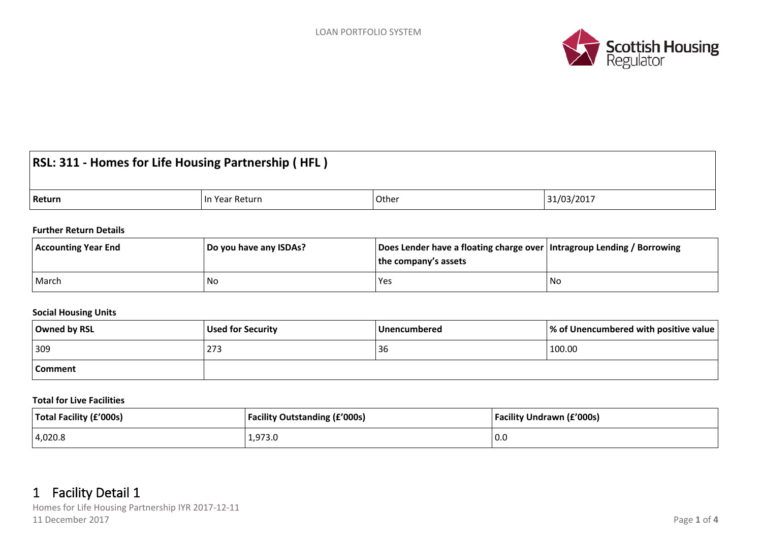LOAN PORTFOLIO SYSTEM

| RSL: 311 - Homes for Life Housing Partnership ( HFL ) | | | |
|---|---|---|---|
| Return | In Year Return | Other | 31/03/2017 |

**Further Return Details**

| Accounting Year End | Do you have any ISDAs? | Does Lender have a floating charge over the company's assets | Intragroup Lending / Borrowing |
|---|---|---|---|
| March | No | Yes | No |

**Social Housing Units**

| Owned by RSL | Used for Security | Unencumbered | % of Unencumbered with positive value |
|---|---|---|---|
| 309 | 273 | 36 | 100.00 |
| **Comment** | | | |

**Total for Live Facilities**

| Total Facility (£'000s) | Facility Outstanding (£'000s) | Facility Undrawn (£'000s) |
|---|---|---|
| 4,020.8 | 1,973.0 | 0.0 |

# 1 Facility Detail 1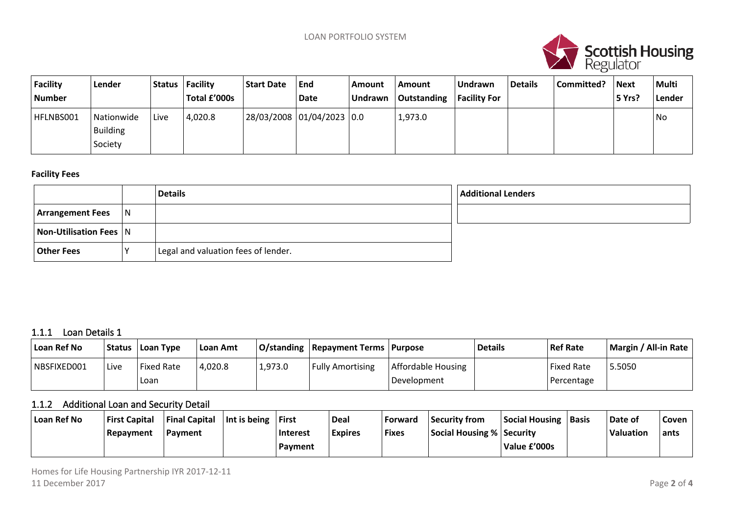| Facility Number | Lender | Status | Facility Total £'000s | Start Date | End Date | Amount Undrawn | Amount Outstanding | Undrawn Facility For | Details | Committed? | Next 5 Yrs? | Multi Lender |
|---|---|---|---|---|---|---|---|---|---|---|---|---|
| HFLNBS001 | Nationwide Building Society | Live | 4,020.8 | 28/03/2008 | 01/04/2023 | 0.0 | 1,973.0 | | | | | No |

**Facility Fees**

| | | Details |
|---|---|---|
| **Arrangement Fees** | N | |
| **Non-Utilisation Fees** | N | |
| **Other Fees** | Y | Legal and valuation fees of lender. |

| Additional Lenders |
|---|
| |

### 1.1.1 Loan Details 1

| Loan Ref No | Status | Loan Type | Loan Amt | O/standing | Repayment Terms | Purpose | Details | Ref Rate | Margin / All-in Rate |
|---|---|---|---|---|---|---|---|---|---|
| NBSFIXED001 | Live | Fixed Rate Loan | 4,020.8 | 1,973.0 | Fully Amortising | Affordable Housing Development | | Fixed Rate Percentage | 5.5050 |

### 1.1.2 Additional Loan and Security Detail

| Loan Ref No | First Capital Repayment | Final Capital Payment | Int is being | First Interest Payment | Deal Expires | Forward Fixes | Security from Social Housing % | Social Housing Security Value £'000s | Basis | Date of Valuation | Covenants |
|---|---|---|---|---|---|---|---|---|---|---|---|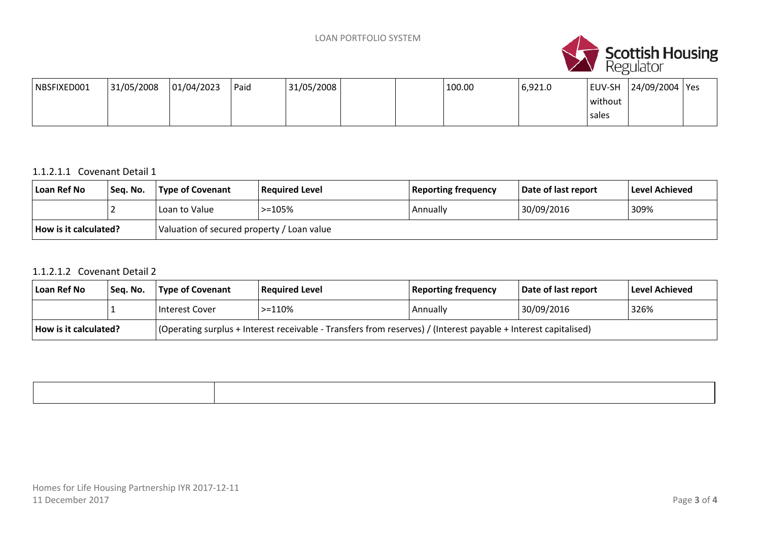| NBSFIXED001 | 31/05/2008 | 01/04/2023 | Paid | 31/05/2008 | | | 100.00 | 6,921.0 | EUV-SH without sales | 24/09/2004 | Yes |
|---|---|---|---|---|---|---|---|---|---|---|---|

#### 1.1.2.1.1 Covenant Detail 1

| Loan Ref No | Seq. No. | Type of Covenant | Required Level | Reporting frequency | Date of last report | Level Achieved |
|---|---|---|---|---|---|---|
| | 2 | Loan to Value | >=105% | Annually | 30/09/2016 | 309% |
| **How is it calculated?** | | Valuation of secured property / Loan value | | | | |

#### 1.1.2.1.2 Covenant Detail 2

| Loan Ref No | Seq. No. | Type of Covenant | Required Level | Reporting frequency | Date of last report | Level Achieved |
|---|---|---|---|---|---|---|
| | 1 | Interest Cover | >=110% | Annually | 30/09/2016 | 326% |
| **How is it calculated?** | | (Operating surplus + Interest receivable - Transfers from reserves) / (Interest payable + Interest capitalised) | | | | |

| | |
|---|---|